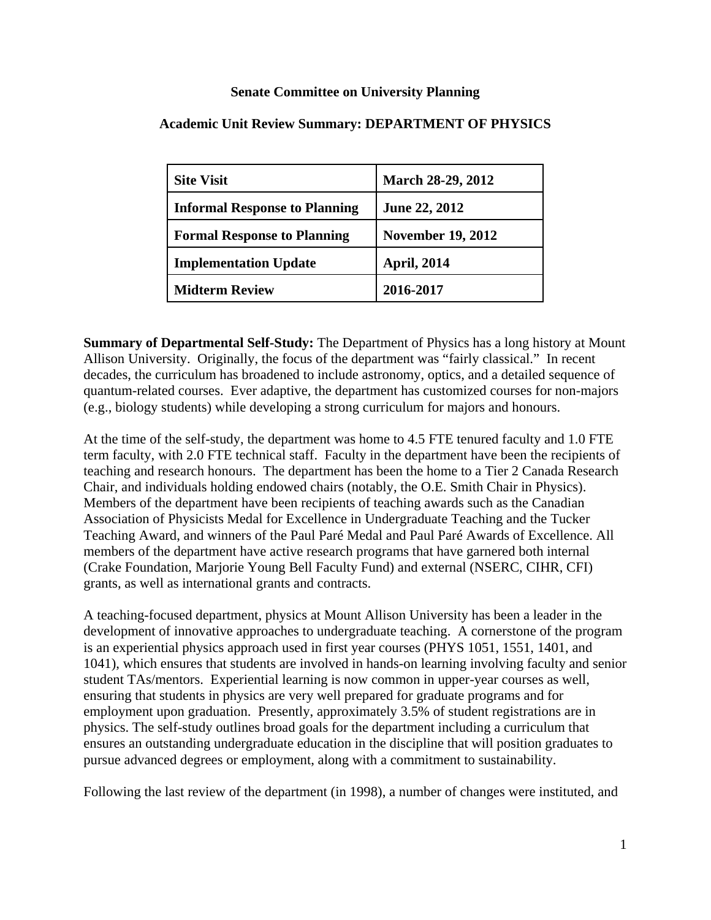**Senate Committee on University Planning**

**Academic Unit Review Summary: DEPARTMENT OF PHYSICS**

| | |
|---|---|
| **Site Visit** | **March 28-29, 2012** |
| **Informal Response to Planning** | **June 22, 2012** |
| **Formal Response to Planning** | **November 19, 2012** |
| **Implementation Update** | **April, 2014** |
| **Midterm Review** | **2016-2017** |

**Summary of Departmental Self-Study:** The Department of Physics has a long history at Mount Allison University. Originally, the focus of the department was "fairly classical." In recent decades, the curriculum has broadened to include astronomy, optics, and a detailed sequence of quantum-related courses. Ever adaptive, the department has customized courses for non-majors (e.g., biology students) while developing a strong curriculum for majors and honours.

At the time of the self-study, the department was home to 4.5 FTE tenured faculty and 1.0 FTE term faculty, with 2.0 FTE technical staff. Faculty in the department have been the recipients of teaching and research honours. The department has been the home to a Tier 2 Canada Research Chair, and individuals holding endowed chairs (notably, the O.E. Smith Chair in Physics). Members of the department have been recipients of teaching awards such as the Canadian Association of Physicists Medal for Excellence in Undergraduate Teaching and the Tucker Teaching Award, and winners of the Paul Paré Medal and Paul Paré Awards of Excellence. All members of the department have active research programs that have garnered both internal (Crake Foundation, Marjorie Young Bell Faculty Fund) and external (NSERC, CIHR, CFI) grants, as well as international grants and contracts.

A teaching-focused department, physics at Mount Allison University has been a leader in the development of innovative approaches to undergraduate teaching. A cornerstone of the program is an experiential physics approach used in first year courses (PHYS 1051, 1551, 1401, and 1041), which ensures that students are involved in hands-on learning involving faculty and senior student TAs/mentors. Experiential learning is now common in upper-year courses as well, ensuring that students in physics are very well prepared for graduate programs and for employment upon graduation. Presently, approximately 3.5% of student registrations are in physics. The self-study outlines broad goals for the department including a curriculum that ensures an outstanding undergraduate education in the discipline that will position graduates to pursue advanced degrees or employment, along with a commitment to sustainability.

Following the last review of the department (in 1998), a number of changes were instituted, and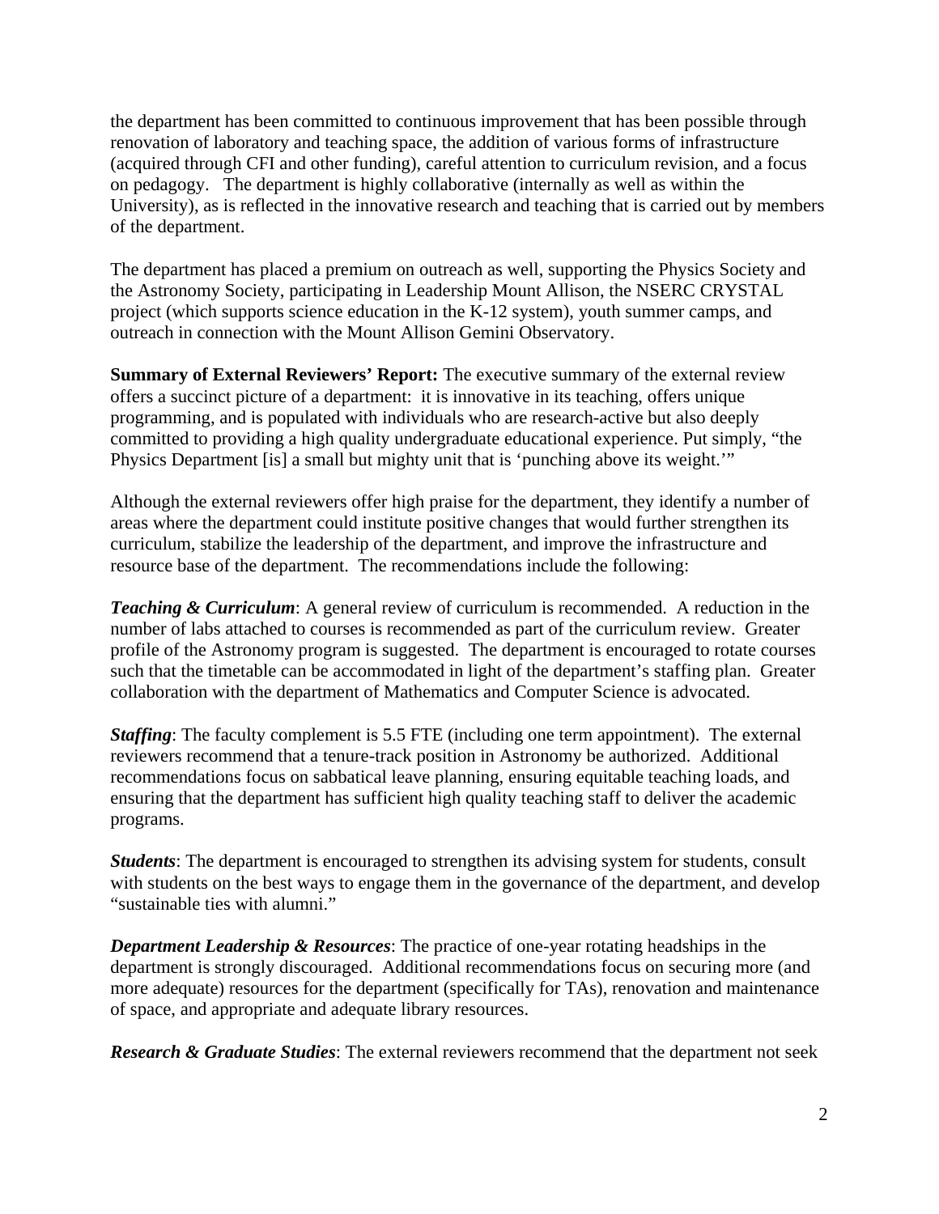the department has been committed to continuous improvement that has been possible through renovation of laboratory and teaching space, the addition of various forms of infrastructure (acquired through CFI and other funding), careful attention to curriculum revision, and a focus on pedagogy. The department is highly collaborative (internally as well as within the University), as is reflected in the innovative research and teaching that is carried out by members of the department.

The department has placed a premium on outreach as well, supporting the Physics Society and the Astronomy Society, participating in Leadership Mount Allison, the NSERC CRYSTAL project (which supports science education in the K-12 system), youth summer camps, and outreach in connection with the Mount Allison Gemini Observatory.

**Summary of External Reviewers' Report:** The executive summary of the external review offers a succinct picture of a department: it is innovative in its teaching, offers unique programming, and is populated with individuals who are research-active but also deeply committed to providing a high quality undergraduate educational experience. Put simply, "the Physics Department [is] a small but mighty unit that is 'punching above its weight.'"

Although the external reviewers offer high praise for the department, they identify a number of areas where the department could institute positive changes that would further strengthen its curriculum, stabilize the leadership of the department, and improve the infrastructure and resource base of the department. The recommendations include the following:

***Teaching & Curriculum***: A general review of curriculum is recommended. A reduction in the number of labs attached to courses is recommended as part of the curriculum review. Greater profile of the Astronomy program is suggested. The department is encouraged to rotate courses such that the timetable can be accommodated in light of the department's staffing plan. Greater collaboration with the department of Mathematics and Computer Science is advocated.

***Staffing***: The faculty complement is 5.5 FTE (including one term appointment). The external reviewers recommend that a tenure-track position in Astronomy be authorized. Additional recommendations focus on sabbatical leave planning, ensuring equitable teaching loads, and ensuring that the department has sufficient high quality teaching staff to deliver the academic programs.

***Students***: The department is encouraged to strengthen its advising system for students, consult with students on the best ways to engage them in the governance of the department, and develop "sustainable ties with alumni."

***Department Leadership & Resources***: The practice of one-year rotating headships in the department is strongly discouraged. Additional recommendations focus on securing more (and more adequate) resources for the department (specifically for TAs), renovation and maintenance of space, and appropriate and adequate library resources.

***Research & Graduate Studies***: The external reviewers recommend that the department not seek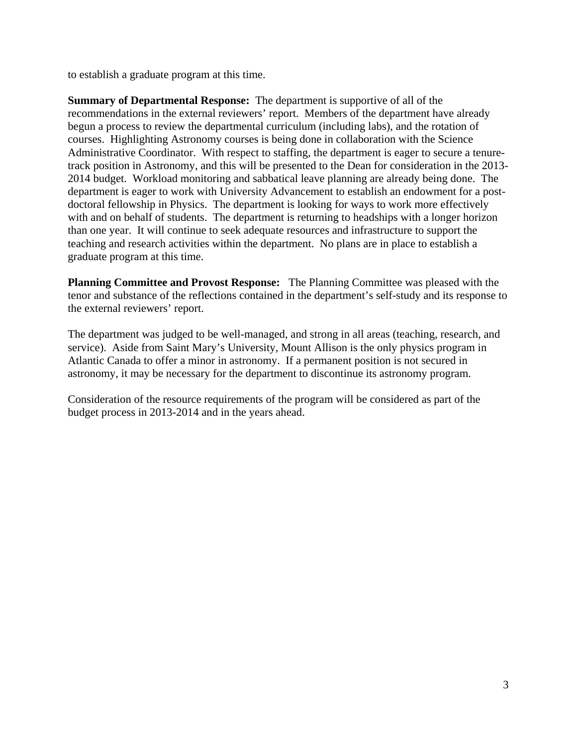to establish a graduate program at this time.

**Summary of Departmental Response:** The department is supportive of all of the recommendations in the external reviewers' report. Members of the department have already begun a process to review the departmental curriculum (including labs), and the rotation of courses. Highlighting Astronomy courses is being done in collaboration with the Science Administrative Coordinator. With respect to staffing, the department is eager to secure a tenure-track position in Astronomy, and this will be presented to the Dean for consideration in the 2013-2014 budget. Workload monitoring and sabbatical leave planning are already being done. The department is eager to work with University Advancement to establish an endowment for a post-doctoral fellowship in Physics. The department is looking for ways to work more effectively with and on behalf of students. The department is returning to headships with a longer horizon than one year. It will continue to seek adequate resources and infrastructure to support the teaching and research activities within the department. No plans are in place to establish a graduate program at this time.

**Planning Committee and Provost Response:** The Planning Committee was pleased with the tenor and substance of the reflections contained in the department's self-study and its response to the external reviewers' report.

The department was judged to be well-managed, and strong in all areas (teaching, research, and service). Aside from Saint Mary's University, Mount Allison is the only physics program in Atlantic Canada to offer a minor in astronomy. If a permanent position is not secured in astronomy, it may be necessary for the department to discontinue its astronomy program.

Consideration of the resource requirements of the program will be considered as part of the budget process in 2013-2014 and in the years ahead.